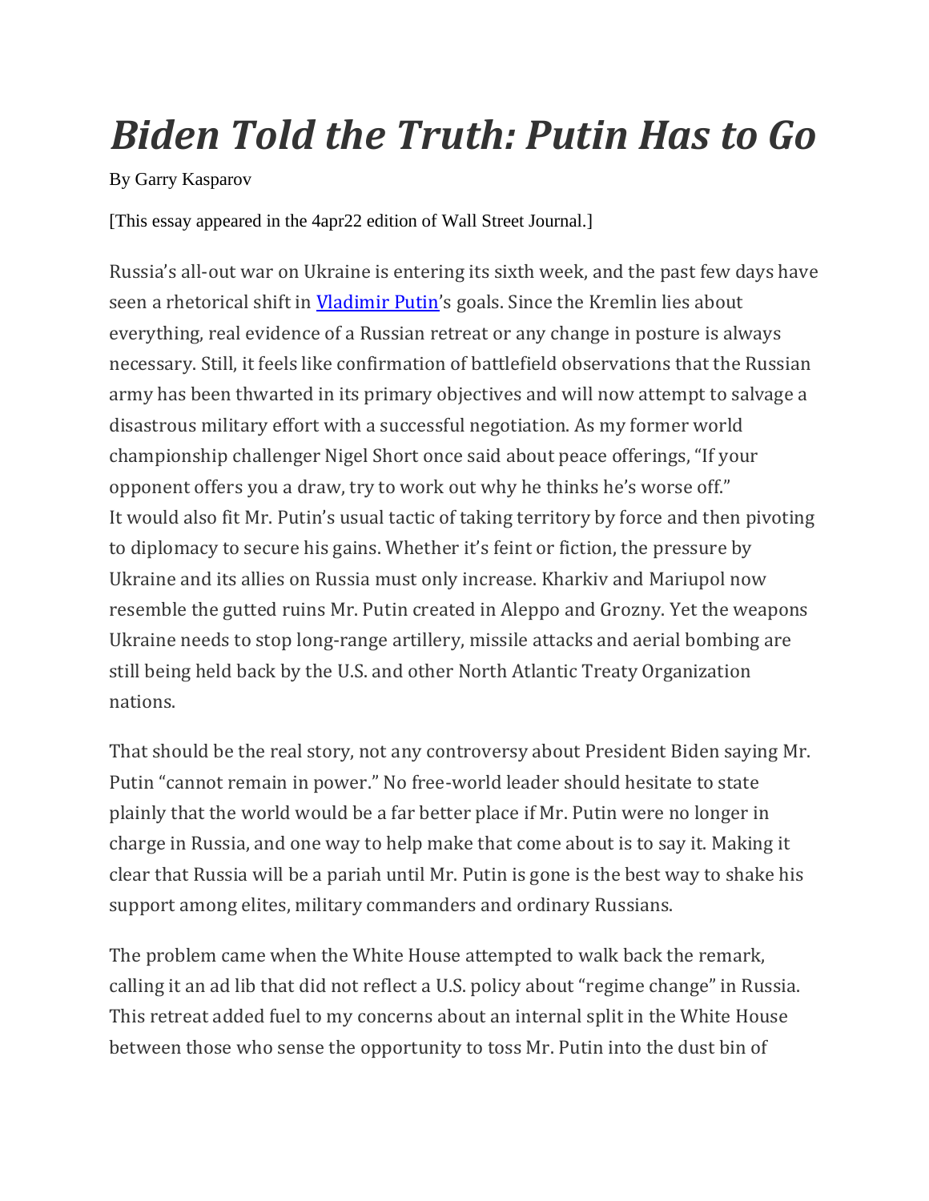# *Biden Told the Truth: Putin Has to Go*

By Garry Kasparov

[This essay appeared in the 4apr22 edition of Wall Street Journal.]

Russia's all-out war on Ukraine is entering its sixth week, and the past few days have seen a rhetorical shift in Vladimir Putin's goals. Since the Kremlin lies about everything, real evidence of a Russian retreat or any change in posture is always necessary. Still, it feels like confirmation of battlefield observations that the Russian army has been thwarted in its primary objectives and will now attempt to salvage a disastrous military effort with a successful negotiation. As my former world championship challenger Nigel Short once said about peace offerings, "If your opponent offers you a draw, try to work out why he thinks he's worse off."
It would also fit Mr. Putin's usual tactic of taking territory by force and then pivoting to diplomacy to secure his gains. Whether it's feint or fiction, the pressure by Ukraine and its allies on Russia must only increase. Kharkiv and Mariupol now resemble the gutted ruins Mr. Putin created in Aleppo and Grozny. Yet the weapons Ukraine needs to stop long-range artillery, missile attacks and aerial bombing are still being held back by the U.S. and other North Atlantic Treaty Organization nations.

That should be the real story, not any controversy about President Biden saying Mr. Putin "cannot remain in power." No free-world leader should hesitate to state plainly that the world would be a far better place if Mr. Putin were no longer in charge in Russia, and one way to help make that come about is to say it. Making it clear that Russia will be a pariah until Mr. Putin is gone is the best way to shake his support among elites, military commanders and ordinary Russians.

The problem came when the White House attempted to walk back the remark, calling it an ad lib that did not reflect a U.S. policy about "regime change" in Russia. This retreat added fuel to my concerns about an internal split in the White House between those who sense the opportunity to toss Mr. Putin into the dust bin of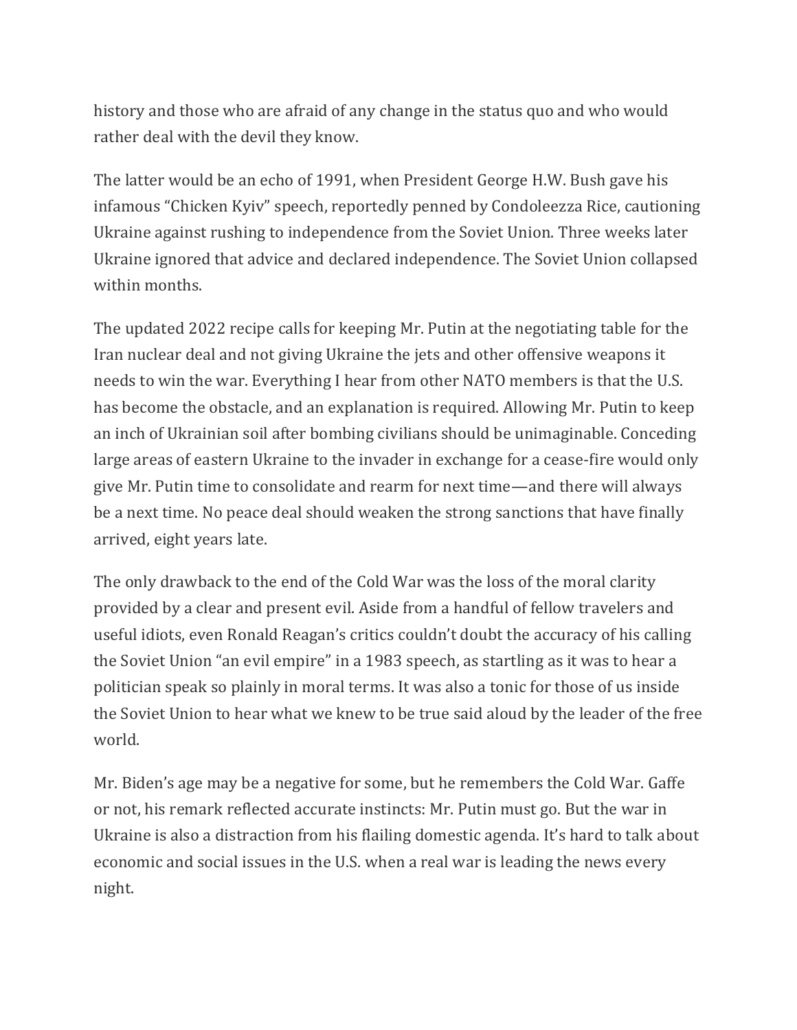history and those who are afraid of any change in the status quo and who would rather deal with the devil they know.

The latter would be an echo of 1991, when President George H.W. Bush gave his infamous "Chicken Kyiv" speech, reportedly penned by Condoleezza Rice, cautioning Ukraine against rushing to independence from the Soviet Union. Three weeks later Ukraine ignored that advice and declared independence. The Soviet Union collapsed within months.

The updated 2022 recipe calls for keeping Mr. Putin at the negotiating table for the Iran nuclear deal and not giving Ukraine the jets and other offensive weapons it needs to win the war. Everything I hear from other NATO members is that the U.S. has become the obstacle, and an explanation is required. Allowing Mr. Putin to keep an inch of Ukrainian soil after bombing civilians should be unimaginable. Conceding large areas of eastern Ukraine to the invader in exchange for a cease-fire would only give Mr. Putin time to consolidate and rearm for next time—and there will always be a next time. No peace deal should weaken the strong sanctions that have finally arrived, eight years late.

The only drawback to the end of the Cold War was the loss of the moral clarity provided by a clear and present evil. Aside from a handful of fellow travelers and useful idiots, even Ronald Reagan's critics couldn't doubt the accuracy of his calling the Soviet Union "an evil empire" in a 1983 speech, as startling as it was to hear a politician speak so plainly in moral terms. It was also a tonic for those of us inside the Soviet Union to hear what we knew to be true said aloud by the leader of the free world.

Mr. Biden's age may be a negative for some, but he remembers the Cold War. Gaffe or not, his remark reflected accurate instincts: Mr. Putin must go. But the war in Ukraine is also a distraction from his flailing domestic agenda. It's hard to talk about economic and social issues in the U.S. when a real war is leading the news every night.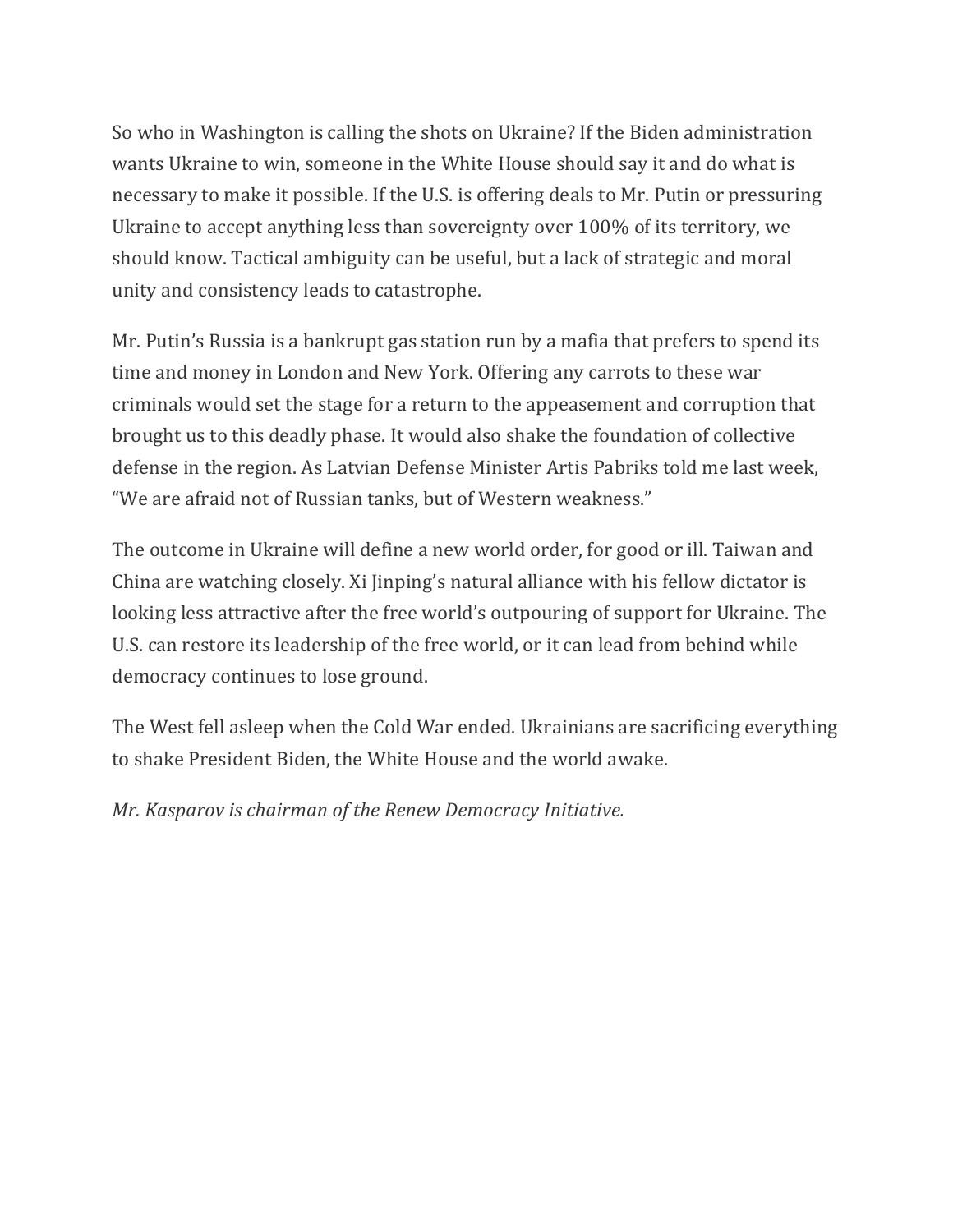So who in Washington is calling the shots on Ukraine? If the Biden administration wants Ukraine to win, someone in the White House should say it and do what is necessary to make it possible. If the U.S. is offering deals to Mr. Putin or pressuring Ukraine to accept anything less than sovereignty over 100% of its territory, we should know. Tactical ambiguity can be useful, but a lack of strategic and moral unity and consistency leads to catastrophe.

Mr. Putin's Russia is a bankrupt gas station run by a mafia that prefers to spend its time and money in London and New York. Offering any carrots to these war criminals would set the stage for a return to the appeasement and corruption that brought us to this deadly phase. It would also shake the foundation of collective defense in the region. As Latvian Defense Minister Artis Pabriks told me last week, "We are afraid not of Russian tanks, but of Western weakness."

The outcome in Ukraine will define a new world order, for good or ill. Taiwan and China are watching closely. Xi Jinping's natural alliance with his fellow dictator is looking less attractive after the free world's outpouring of support for Ukraine. The U.S. can restore its leadership of the free world, or it can lead from behind while democracy continues to lose ground.

The West fell asleep when the Cold War ended. Ukrainians are sacrificing everything to shake President Biden, the White House and the world awake.

*Mr. Kasparov is chairman of the Renew Democracy Initiative.*